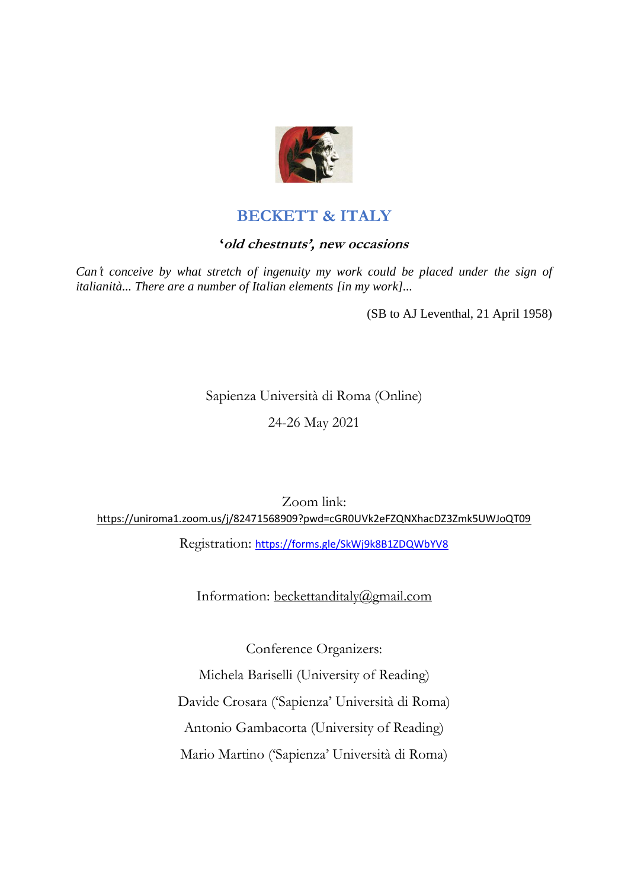# BECKETT & ITALY

## *'old chestnuts', new occasions*

*Can't conceive by what stretch of ingenuity my work could be placed under the sign of italianità... There are a number of Italian elements [in my work]...*

(SB to AJ Leventhal, 21 April 1958)

Sapienza Università di Roma (Online)

24-26 May 2021

Zoom link:
https://uniroma1.zoom.us/j/82471568909?pwd=cGR0UVk2eFZQNXhacDZ3Zmk5UWJoQT09

Registration: https://forms.gle/SkWj9k8B1ZDQWbYV8

Information: beckettanditaly@gmail.com

Conference Organizers:

Michela Bariselli (University of Reading)

Davide Crosara ('Sapienza' Università di Roma)

Antonio Gambacorta (University of Reading)

Mario Martino ('Sapienza' Università di Roma)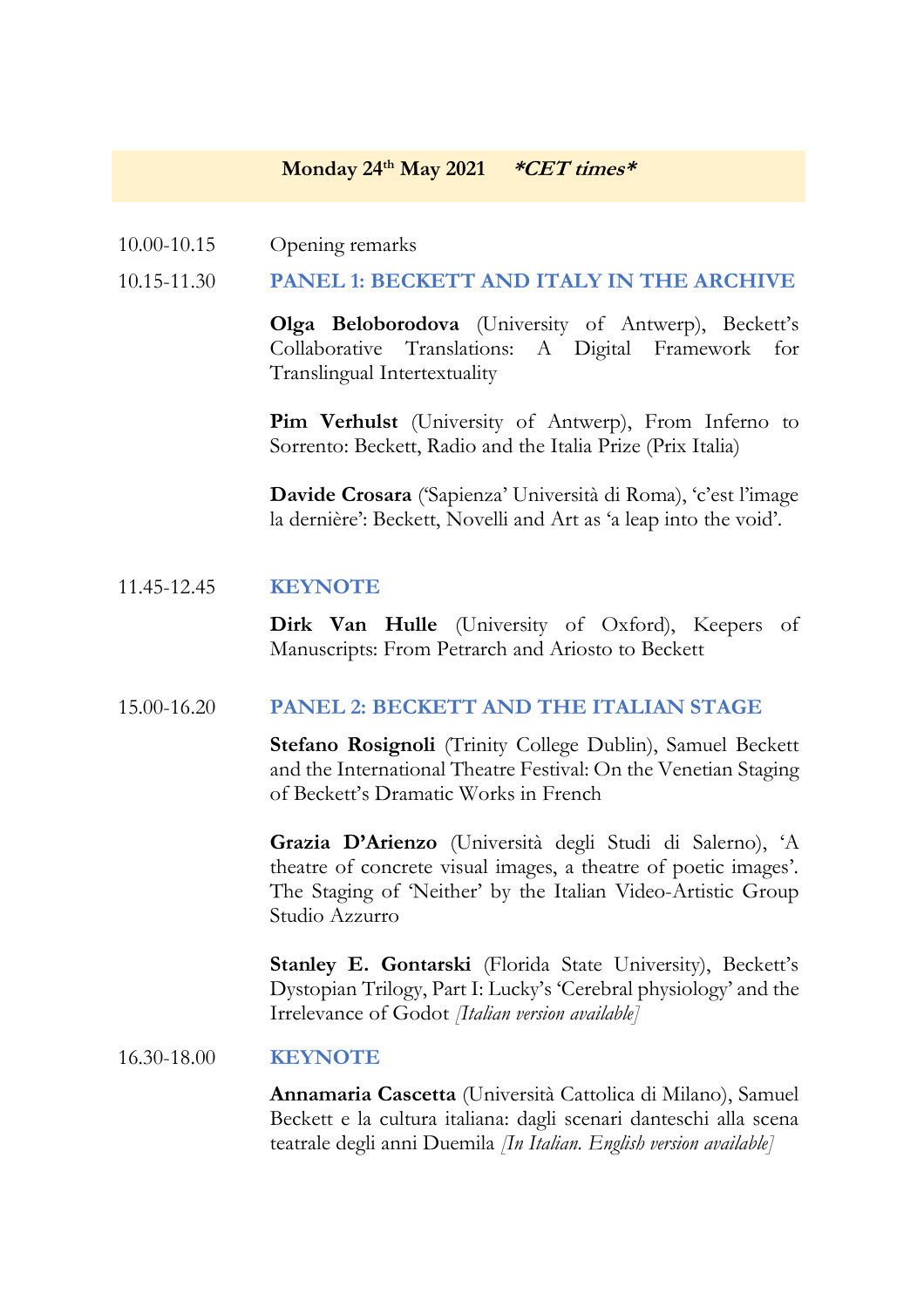## Monday 24th May 2021 ***CET times***

10.00-10.15 Opening remarks

10.15-11.30 **PANEL 1: BECKETT AND ITALY IN THE ARCHIVE**

**Olga Beloborodova** (University of Antwerp), Beckett's Collaborative Translations: A Digital Framework for Translingual Intertextuality

**Pim Verhulst** (University of Antwerp), From Inferno to Sorrento: Beckett, Radio and the Italia Prize (Prix Italia)

**Davide Crosara** ('Sapienza' Università di Roma), 'c'est l'image la dernière': Beckett, Novelli and Art as 'a leap into the void'.

11.45-12.45 **KEYNOTE**

**Dirk Van Hulle** (University of Oxford), Keepers of Manuscripts: From Petrarch and Ariosto to Beckett

15.00-16.20 **PANEL 2: BECKETT AND THE ITALIAN STAGE**

**Stefano Rosignoli** (Trinity College Dublin), Samuel Beckett and the International Theatre Festival: On the Venetian Staging of Beckett's Dramatic Works in French

**Grazia D'Arienzo** (Università degli Studi di Salerno), 'A theatre of concrete visual images, a theatre of poetic images'. The Staging of 'Neither' by the Italian Video-Artistic Group Studio Azzurro

**Stanley E. Gontarski** (Florida State University), Beckett's Dystopian Trilogy, Part I: Lucky's 'Cerebral physiology' and the Irrelevance of Godot *[Italian version available]*

16.30-18.00 **KEYNOTE**

**Annamaria Cascetta** (Università Cattolica di Milano), Samuel Beckett e la cultura italiana: dagli scenari danteschi alla scena teatrale degli anni Duemila *[In Italian. English version available]*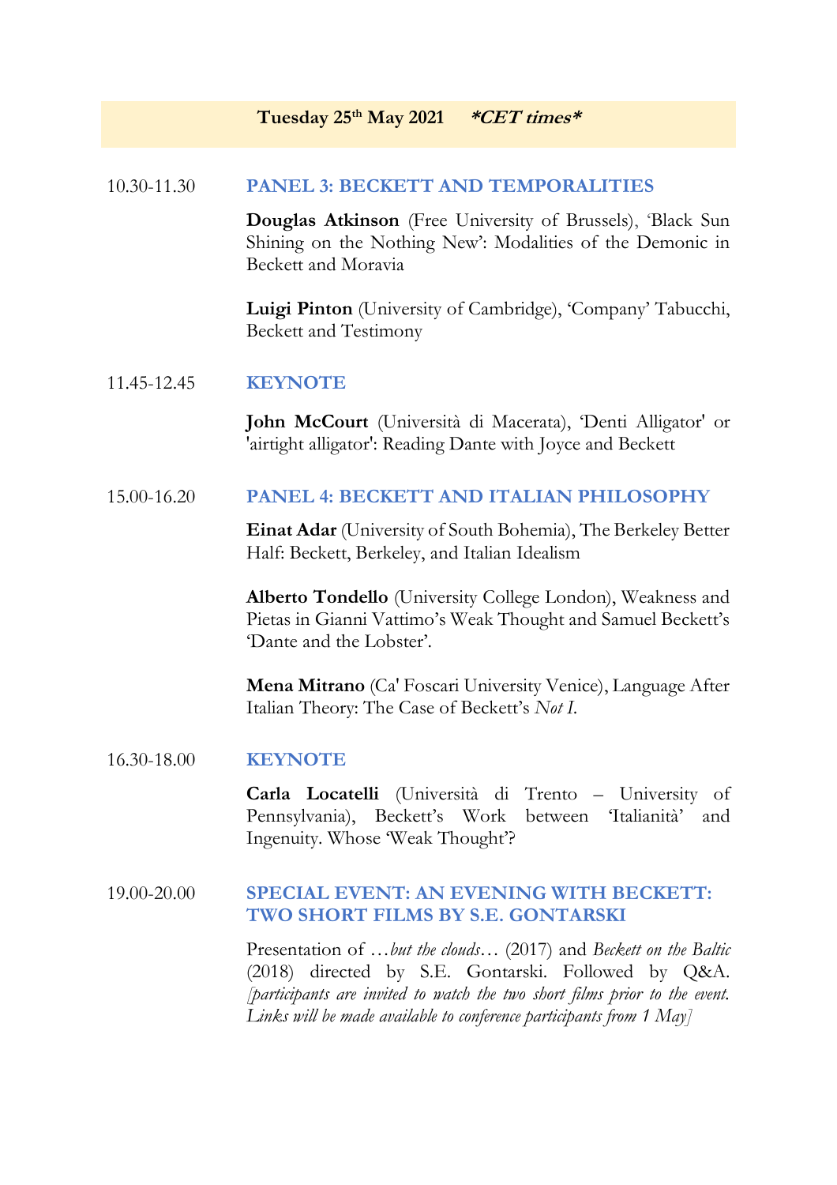## Tuesday 25th May 2021 *\*CET times\**

10.30-11.30 **PANEL 3: BECKETT AND TEMPORALITIES**

**Douglas Atkinson** (Free University of Brussels), 'Black Sun Shining on the Nothing New': Modalities of the Demonic in Beckett and Moravia

**Luigi Pinton** (University of Cambridge), 'Company' Tabucchi, Beckett and Testimony

11.45-12.45 **KEYNOTE**

**John McCourt** (Università di Macerata), 'Denti Alligator' or 'airtight alligator': Reading Dante with Joyce and Beckett

15.00-16.20 **PANEL 4: BECKETT AND ITALIAN PHILOSOPHY**

**Einat Adar** (University of South Bohemia), The Berkeley Better Half: Beckett, Berkeley, and Italian Idealism

**Alberto Tondello** (University College London), Weakness and Pietas in Gianni Vattimo's Weak Thought and Samuel Beckett's 'Dante and the Lobster'.

**Mena Mitrano** (Ca' Foscari University Venice), Language After Italian Theory: The Case of Beckett's *Not I*.

16.30-18.00 **KEYNOTE**

**Carla Locatelli** (Università di Trento – University of Pennsylvania), Beckett's Work between 'Italianità' and Ingenuity. Whose 'Weak Thought'?

19.00-20.00 **SPECIAL EVENT: AN EVENING WITH BECKETT: TWO SHORT FILMS BY S.E. GONTARSKI**

Presentation of *…but the clouds…* (2017) and *Beckett on the Baltic* (2018) directed by S.E. Gontarski. Followed by Q&A. *[participants are invited to watch the two short films prior to the event. Links will be made available to conference participants from 1 May]*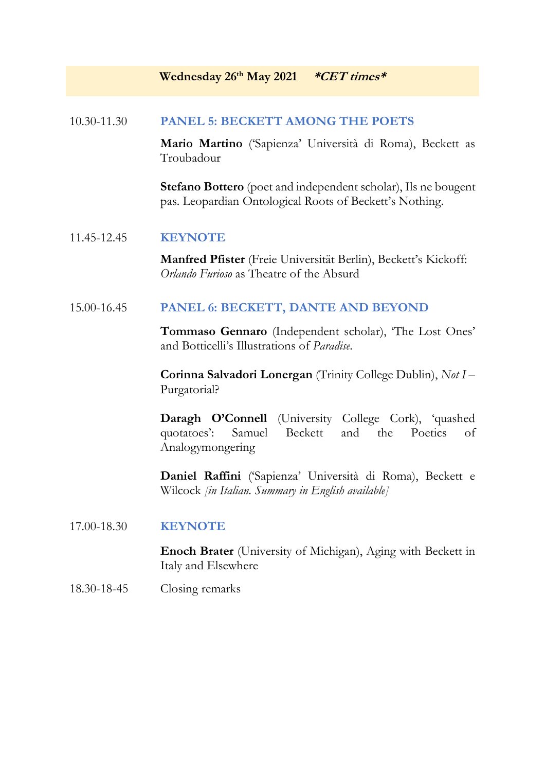## Wednesday 26th May 2021 ***CET times***

10.30-11.30 **PANEL 5: BECKETT AMONG THE POETS**

**Mario Martino** ('Sapienza' Università di Roma), Beckett as Troubadour

**Stefano Bottero** (poet and independent scholar), Ils ne bougent pas. Leopardian Ontological Roots of Beckett's Nothing.

11.45-12.45 **KEYNOTE**

**Manfred Pfister** (Freie Universität Berlin), Beckett's Kickoff: *Orlando Furioso* as Theatre of the Absurd

15.00-16.45 **PANEL 6: BECKETT, DANTE AND BEYOND**

**Tommaso Gennaro** (Independent scholar), 'The Lost Ones' and Botticelli's Illustrations of *Paradise*.

**Corinna Salvadori Lonergan** (Trinity College Dublin), *Not I* – Purgatorial?

**Daragh O'Connell** (University College Cork), 'quashed quotatoes': Samuel Beckett and the Poetics of Analogymongering

**Daniel Raffini** ('Sapienza' Università di Roma), Beckett e Wilcock *[in Italian. Summary in English available]*

17.00-18.30 **KEYNOTE**

**Enoch Brater** (University of Michigan), Aging with Beckett in Italy and Elsewhere

18.30-18-45 Closing remarks